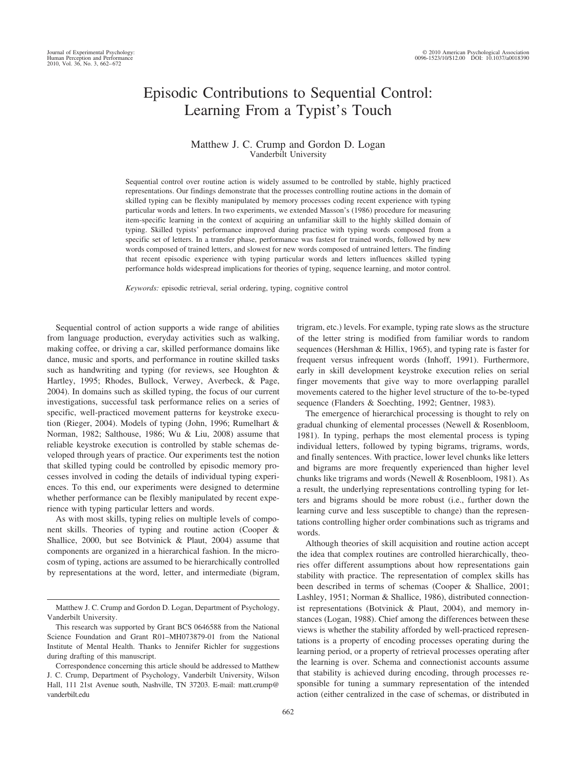# Episodic Contributions to Sequential Control: Learning From a Typist's Touch

Matthew J. C. Crump and Gordon D. Logan
Vanderbilt University

Sequential control over routine action is widely assumed to be controlled by stable, highly practiced representations. Our findings demonstrate that the processes controlling routine actions in the domain of skilled typing can be flexibly manipulated by memory processes coding recent experience with typing particular words and letters. In two experiments, we extended Masson's (1986) procedure for measuring item-specific learning in the context of acquiring an unfamiliar skill to the highly skilled domain of typing. Skilled typists' performance improved during practice with typing words composed from a specific set of letters. In a transfer phase, performance was fastest for trained words, followed by new words composed of trained letters, and slowest for new words composed of untrained letters. The finding that recent episodic experience with typing particular words and letters influences skilled typing performance holds widespread implications for theories of typing, sequence learning, and motor control.

*Keywords:* episodic retrieval, serial ordering, typing, cognitive control

Sequential control of action supports a wide range of abilities from language production, everyday activities such as walking, making coffee, or driving a car, skilled performance domains like dance, music and sports, and performance in routine skilled tasks such as handwriting and typing (for reviews, see Houghton & Hartley, 1995; Rhodes, Bullock, Verwey, Averbeck, & Page, 2004). In domains such as skilled typing, the focus of our current investigations, successful task performance relies on a series of specific, well-practiced movement patterns for keystroke execution (Rieger, 2004). Models of typing (John, 1996; Rumelhart & Norman, 1982; Salthouse, 1986; Wu & Liu, 2008) assume that reliable keystroke execution is controlled by stable schemas developed through years of practice. Our experiments test the notion that skilled typing could be controlled by episodic memory processes involved in coding the details of individual typing experiences. To this end, our experiments were designed to determine whether performance can be flexibly manipulated by recent experience with typing particular letters and words.

As with most skills, typing relies on multiple levels of component skills. Theories of typing and routine action (Cooper & Shallice, 2000, but see Botvinick & Plaut, 2004) assume that components are organized in a hierarchical fashion. In the microcosm of typing, actions are assumed to be hierarchically controlled by representations at the word, letter, and intermediate (bigram, trigram, etc.) levels. For example, typing rate slows as the structure of the letter string is modified from familiar words to random sequences (Hershman & Hillix, 1965), and typing rate is faster for frequent versus infrequent words (Inhoff, 1991). Furthermore, early in skill development keystroke execution relies on serial finger movements that give way to more overlapping parallel movements catered to the higher level structure of the to-be-typed sequence (Flanders & Soechting, 1992; Gentner, 1983).

The emergence of hierarchical processing is thought to rely on gradual chunking of elemental processes (Newell & Rosenbloom, 1981). In typing, perhaps the most elemental process is typing individual letters, followed by typing bigrams, trigrams, words, and finally sentences. With practice, lower level chunks like letters and bigrams are more frequently experienced than higher level chunks like trigrams and words (Newell & Rosenbloom, 1981). As a result, the underlying representations controlling typing for letters and bigrams should be more robust (i.e., further down the learning curve and less susceptible to change) than the representations controlling higher order combinations such as trigrams and words.

Although theories of skill acquisition and routine action accept the idea that complex routines are controlled hierarchically, theories offer different assumptions about how representations gain stability with practice. The representation of complex skills has been described in terms of schemas (Cooper & Shallice, 2001; Lashley, 1951; Norman & Shallice, 1986), distributed connectionist representations (Botvinick & Plaut, 2004), and memory instances (Logan, 1988). Chief among the differences between these views is whether the stability afforded by well-practiced representations is a property of encoding processes operating during the learning period, or a property of retrieval processes operating after the learning is over. Schema and connectionist accounts assume that stability is achieved during encoding, through processes responsible for tuning a summary representation of the intended action (either centralized in the case of schemas, or distributed in

---

Matthew J. C. Crump and Gordon D. Logan, Department of Psychology, Vanderbilt University.

This research was supported by Grant BCS 0646588 from the National Science Foundation and Grant R01–MH073879-01 from the National Institute of Mental Health. Thanks to Jennifer Richler for suggestions during drafting of this manuscript.

Correspondence concerning this article should be addressed to Matthew J. C. Crump, Department of Psychology, Vanderbilt University, Wilson Hall, 111 21st Avenue south, Nashville, TN 37203. E-mail: matt.crump@vanderbilt.edu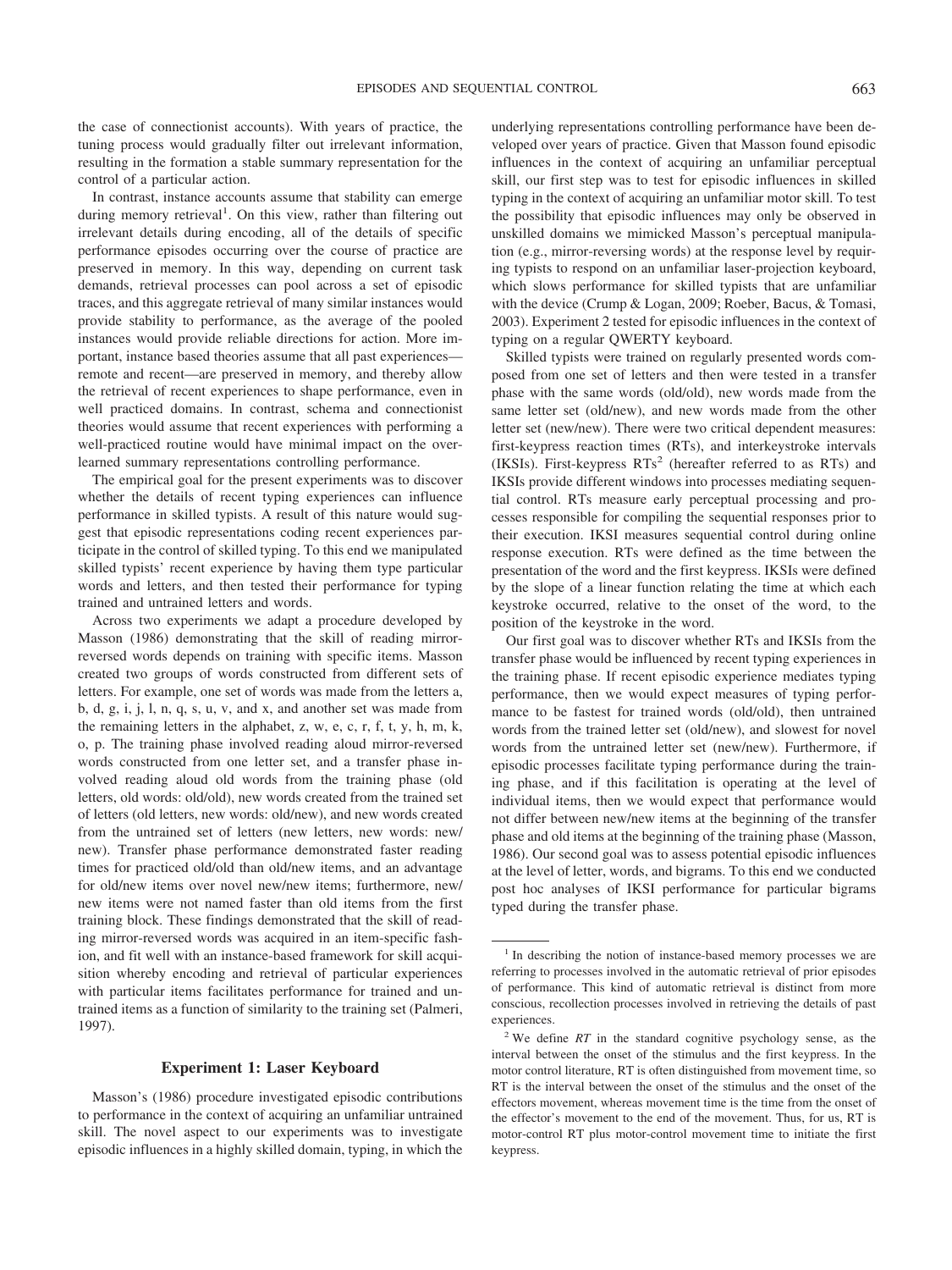the case of connectionist accounts). With years of practice, the tuning process would gradually filter out irrelevant information, resulting in the formation a stable summary representation for the control of a particular action.

In contrast, instance accounts assume that stability can emerge during memory retrieval[1]. On this view, rather than filtering out irrelevant details during encoding, all of the details of specific performance episodes occurring over the course of practice are preserved in memory. In this way, depending on current task demands, retrieval processes can pool across a set of episodic traces, and this aggregate retrieval of many similar instances would provide stability to performance, as the average of the pooled instances would provide reliable directions for action. More important, instance based theories assume that all past experiences—remote and recent—are preserved in memory, and thereby allow the retrieval of recent experiences to shape performance, even in well practiced domains. In contrast, schema and connectionist theories would assume that recent experiences with performing a well-practiced routine would have minimal impact on the over-learned summary representations controlling performance.

The empirical goal for the present experiments was to discover whether the details of recent typing experiences can influence performance in skilled typists. A result of this nature would suggest that episodic representations coding recent experiences participate in the control of skilled typing. To this end we manipulated skilled typists' recent experience by having them type particular words and letters, and then tested their performance for typing trained and untrained letters and words.

Across two experiments we adapt a procedure developed by Masson (1986) demonstrating that the skill of reading mirror-reversed words depends on training with specific items. Masson created two groups of words constructed from different sets of letters. For example, one set of words was made from the letters a, b, d, g, i, j, l, n, q, s, u, v, and x, and another set was made from the remaining letters in the alphabet, z, w, e, c, r, f, t, y, h, m, k, o, p. The training phase involved reading aloud mirror-reversed words constructed from one letter set, and a transfer phase involved reading aloud old words from the training phase (old letters, old words: old/old), new words created from the trained set of letters (old letters, new words: old/new), and new words created from the untrained set of letters (new letters, new words: new/new). Transfer phase performance demonstrated faster reading times for practiced old/old than old/new items, and an advantage for old/new items over novel new/new items; furthermore, new/new items were not named faster than old items from the first training block. These findings demonstrated that the skill of reading mirror-reversed words was acquired in an item-specific fashion, and fit well with an instance-based framework for skill acquisition whereby encoding and retrieval of particular experiences with particular items facilitates performance for trained and untrained items as a function of similarity to the training set (Palmeri, 1997).

## Experiment 1: Laser Keyboard

Masson's (1986) procedure investigated episodic contributions to performance in the context of acquiring an unfamiliar untrained skill. The novel aspect to our experiments was to investigate episodic influences in a highly skilled domain, typing, in which the underlying representations controlling performance have been developed over years of practice. Given that Masson found episodic influences in the context of acquiring an unfamiliar perceptual skill, our first step was to test for episodic influences in skilled typing in the context of acquiring an unfamiliar motor skill. To test the possibility that episodic influences may only be observed in unskilled domains we mimicked Masson's perceptual manipulation (e.g., mirror-reversing words) at the response level by requiring typists to respond on an unfamiliar laser-projection keyboard, which slows performance for skilled typists that are unfamiliar with the device (Crump & Logan, 2009; Roeber, Bacus, & Tomasi, 2003). Experiment 2 tested for episodic influences in the context of typing on a regular QWERTY keyboard.

Skilled typists were trained on regularly presented words composed from one set of letters and then were tested in a transfer phase with the same words (old/old), new words made from the same letter set (old/new), and new words made from the other letter set (new/new). There were two critical dependent measures: first-keypress reaction times (RTs), and interkeystroke intervals (IKSIs). First-keypress RTs[2] (hereafter referred to as RTs) and IKSIs provide different windows into processes mediating sequential control. RTs measure early perceptual processing and processes responsible for compiling the sequential responses prior to their execution. IKSI measures sequential control during online response execution. RTs were defined as the time between the presentation of the word and the first keypress. IKSIs were defined by the slope of a linear function relating the time at which each keystroke occurred, relative to the onset of the word, to the position of the keystroke in the word.

Our first goal was to discover whether RTs and IKSIs from the transfer phase would be influenced by recent typing experiences in the training phase. If recent episodic experience mediates typing performance, then we would expect measures of typing performance to be fastest for trained words (old/old), then untrained words from the trained letter set (old/new), and slowest for novel words from the untrained letter set (new/new). Furthermore, if episodic processes facilitate typing performance during the training phase, and if this facilitation is operating at the level of individual items, then we would expect that performance would not differ between new/new items at the beginning of the transfer phase and old items at the beginning of the training phase (Masson, 1986). Our second goal was to assess potential episodic influences at the level of letter, words, and bigrams. To this end we conducted post hoc analyses of IKSI performance for particular bigrams typed during the transfer phase.

---

[1] In describing the notion of instance-based memory processes we are referring to processes involved in the automatic retrieval of prior episodes of performance. This kind of automatic retrieval is distinct from more conscious, recollection processes involved in retrieving the details of past experiences.

[2] We define *RT* in the standard cognitive psychology sense, as the interval between the onset of the stimulus and the first keypress. In the motor control literature, RT is often distinguished from movement time, so RT is the interval between the onset of the stimulus and the onset of the effectors movement, whereas movement time is the time from the onset of the effector's movement to the end of the movement. Thus, for us, RT is motor-control RT plus motor-control movement time to initiate the first keypress.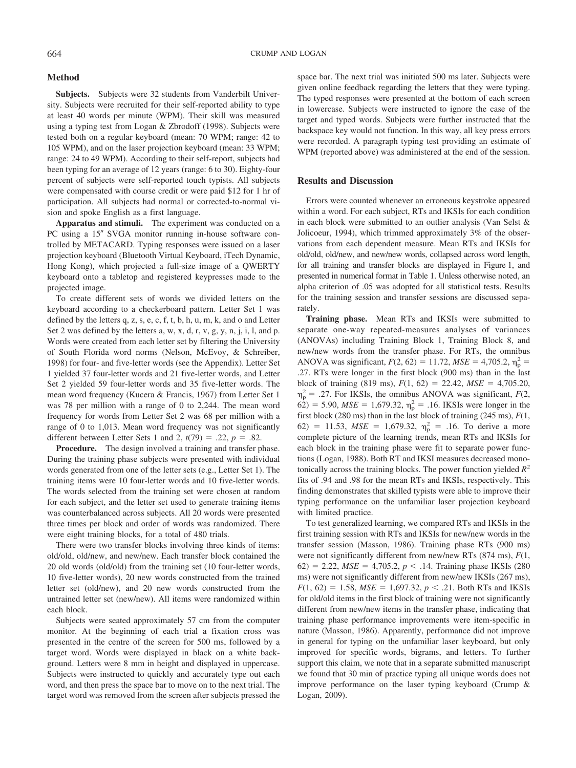## Method

**Subjects.** Subjects were 32 students from Vanderbilt University. Subjects were recruited for their self-reported ability to type at least 40 words per minute (WPM). Their skill was measured using a typing test from Logan & Zbrodoff (1998). Subjects were tested both on a regular keyboard (mean: 70 WPM; range: 42 to 105 WPM), and on the laser projection keyboard (mean: 33 WPM; range: 24 to 49 WPM). According to their self-report, subjects had been typing for an average of 12 years (range: 6 to 30). Eighty-four percent of subjects were self-reported touch typists. All subjects were compensated with course credit or were paid $12 for 1 hr of participation. All subjects had normal or corrected-to-normal vision and spoke English as a first language.

**Apparatus and stimuli.** The experiment was conducted on a PC using a 15″ SVGA monitor running in-house software controlled by METACARD. Typing responses were issued on a laser projection keyboard (Bluetooth Virtual Keyboard, iTech Dynamic, Hong Kong), which projected a full-size image of a QWERTY keyboard onto a tabletop and registered keypresses made to the projected image.

To create different sets of words we divided letters on the keyboard according to a checkerboard pattern. Letter Set 1 was defined by the letters q, z, s, e, c, f, t, b, h, u, m, k, and o and Letter Set 2 was defined by the letters a, w, x, d, r, v, g, y, n, j, i, l, and p. Words were created from each letter set by filtering the University of South Florida word norms (Nelson, McEvoy, & Schreiber, 1998) for four- and five-letter words (see the Appendix). Letter Set 1 yielded 37 four-letter words and 21 five-letter words, and Letter Set 2 yielded 59 four-letter words and 35 five-letter words. The mean word frequency (Kucera & Francis, 1967) from Letter Set 1 was 78 per million with a range of 0 to 2,244. The mean word frequency for words from Letter Set 2 was 68 per million with a range of 0 to 1,013. Mean word frequency was not significantly different between Letter Sets 1 and 2, $t(79) = .22$, $p = .82$.

**Procedure.** The design involved a training and transfer phase. During the training phase subjects were presented with individual words generated from one of the letter sets (e.g., Letter Set 1). The training items were 10 four-letter words and 10 five-letter words. The words selected from the training set were chosen at random for each subject, and the letter set used to generate training items was counterbalanced across subjects. All 20 words were presented three times per block and order of words was randomized. There were eight training blocks, for a total of 480 trials.

There were two transfer blocks involving three kinds of items: old/old, old/new, and new/new. Each transfer block contained the 20 old words (old/old) from the training set (10 four-letter words, 10 five-letter words), 20 new words constructed from the trained letter set (old/new), and 20 new words constructed from the untrained letter set (new/new). All items were randomized within each block.

Subjects were seated approximately 57 cm from the computer monitor. At the beginning of each trial a fixation cross was presented in the centre of the screen for 500 ms, followed by a target word. Words were displayed in black on a white background. Letters were 8 mm in height and displayed in uppercase. Subjects were instructed to quickly and accurately type out each word, and then press the space bar to move on to the next trial. The target word was removed from the screen after subjects pressed the space bar. The next trial was initiated 500 ms later. Subjects were given online feedback regarding the letters that they were typing. The typed responses were presented at the bottom of each screen in lowercase. Subjects were instructed to ignore the case of the target and typed words. Subjects were further instructed that the backspace key would not function. In this way, all key press errors were recorded. A paragraph typing test providing an estimate of WPM (reported above) was administered at the end of the session.

## Results and Discussion

Errors were counted whenever an erroneous keystroke appeared within a word. For each subject, RTs and IKSIs for each condition in each block were submitted to an outlier analysis (Van Selst & Jolicoeur, 1994), which trimmed approximately 3% of the observations from each dependent measure. Mean RTs and IKSIs for old/old, old/new, and new/new words, collapsed across word length, for all training and transfer blocks are displayed in Figure 1, and presented in numerical format in Table 1. Unless otherwise noted, an alpha criterion of .05 was adopted for all statistical tests. Results for the training session and transfer sessions are discussed separately.

**Training phase.** Mean RTs and IKSIs were submitted to separate one-way repeated-measures analyses of variances (ANOVAs) including Training Block 1, Training Block 8, and new/new words from the transfer phase. For RTs, the omnibus ANOVA was significant, $F(2, 62) = 11.72$, $MSE = 4{,}705.2$, $\eta_p^2 = .27$. RTs were longer in the first block (900 ms) than in the last block of training (819 ms), $F(1, 62) = 22.42$, $MSE = 4{,}705.20$, $\eta_p^2 = .27$. For IKSIs, the omnibus ANOVA was significant, $F(2, 62) = 5.90$, $MSE = 1{,}679.32$, $\eta_p^2 = .16$. IKSIs were longer in the first block (280 ms) than in the last block of training (245 ms), $F(1, 62) = 11.53$, $MSE = 1{,}679.32$, $\eta_p^2 = .16$. To derive a more complete picture of the learning trends, mean RTs and IKSIs for each block in the training phase were fit to separate power functions (Logan, 1988). Both RT and IKSI measures decreased monotonically across the training blocks. The power function yielded $R^2$ fits of .94 and .98 for the mean RTs and IKSIs, respectively. This finding demonstrates that skilled typists were able to improve their typing performance on the unfamiliar laser projection keyboard with limited practice.

To test generalized learning, we compared RTs and IKSIs in the first training session with RTs and IKSIs for new/new words in the transfer session (Masson, 1986). Training phase RTs (900 ms) were not significantly different from new/new RTs (874 ms), $F(1, 62) = 2.22$, $MSE = 4{,}705.2$, $p < .14$. Training phase IKSIs (280 ms) were not significantly different from new/new IKSIs (267 ms), $F(1, 62) = 1.58$, $MSE = 1{,}697.32$, $p < .21$. Both RTs and IKSIs for old/old items in the first block of training were not significantly different from new/new items in the transfer phase, indicating that training phase performance improvements were item-specific in nature (Masson, 1986). Apparently, performance did not improve in general for typing on the unfamiliar laser keyboard, but only improved for specific words, bigrams, and letters. To further support this claim, we note that in a separate submitted manuscript we found that 30 min of practice typing all unique words does not improve performance on the laser typing keyboard (Crump & Logan, 2009).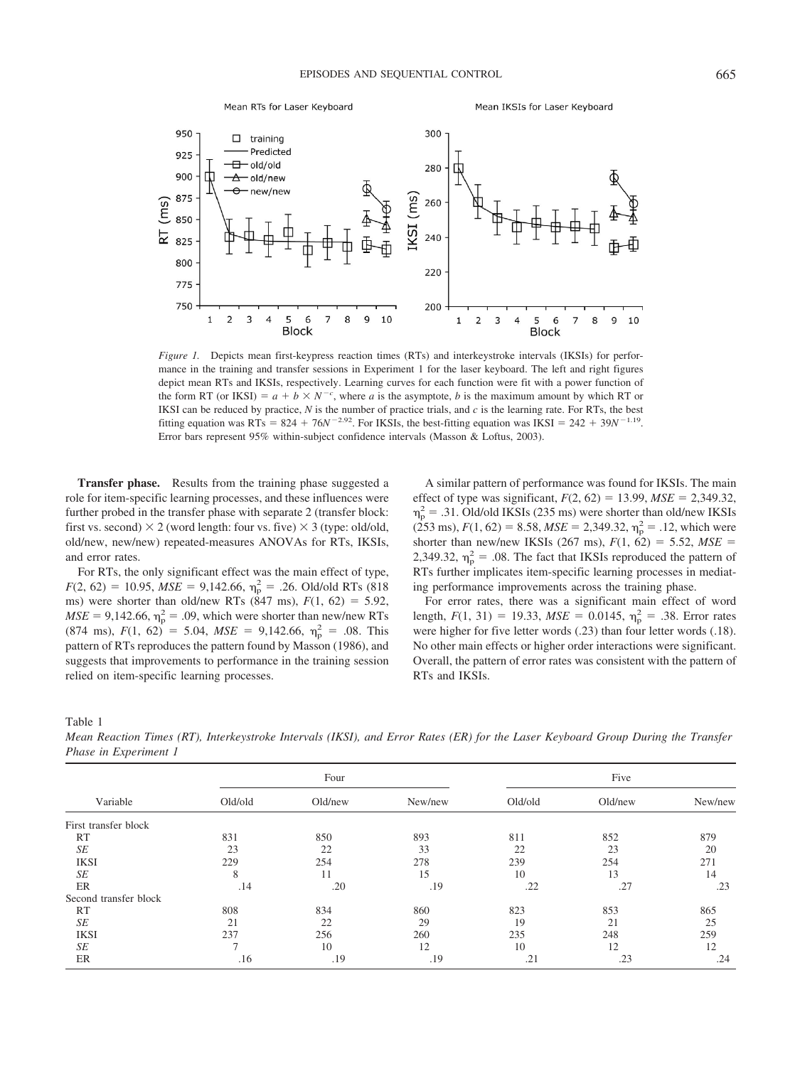*Figure 1.* Depicts mean first-keypress reaction times (RTs) and interkeystroke intervals (IKSIs) for performance in the training and transfer sessions in Experiment 1 for the laser keyboard. The left and right figures depict mean RTs and IKSIs, respectively. Learning curves for each function were fit with a power function of the form RT (or IKSI) = $a + b \times N^{-c}$, where $a$ is the asymptote, $b$ is the maximum amount by which RT or IKSI can be reduced by practice, $N$ is the number of practice trials, and $c$ is the learning rate. For RTs, the best fitting equation was RTs = $824 + 76N^{-2.92}$. For IKSIs, the best-fitting equation was IKSI = $242 + 39N^{-1.19}$. Error bars represent 95% within-subject confidence intervals (Masson & Loftus, 2003).

**Transfer phase.** Results from the training phase suggested a role for item-specific learning processes, and these influences were further probed in the transfer phase with separate 2 (transfer block: first vs. second) × 2 (word length: four vs. five) × 3 (type: old/old, old/new, new/new) repeated-measures ANOVAs for RTs, IKSIs, and error rates.

For RTs, the only significant effect was the main effect of type, $F(2, 62) = 10.95$, $MSE = 9{,}142.66$, $\eta_p^2 = .26$. Old/old RTs (818 ms) were shorter than old/new RTs (847 ms), $F(1, 62) = 5.92$, $MSE = 9{,}142.66$, $\eta_p^2 = .09$, which were shorter than new/new RTs (874 ms), $F(1, 62) = 5.04$, $MSE = 9{,}142.66$, $\eta_p^2 = .08$. This pattern of RTs reproduces the pattern found by Masson (1986), and suggests that improvements to performance in the training session relied on item-specific learning processes.

A similar pattern of performance was found for IKSIs. The main effect of type was significant, $F(2, 62) = 13.99$, $MSE = 2{,}349.32$, $\eta_p^2 = .31$. Old/old IKSIs (235 ms) were shorter than old/new IKSIs (253 ms), $F(1, 62) = 8.58$, $MSE = 2{,}349.32$, $\eta_p^2 = .12$, which were shorter than new/new IKSIs (267 ms), $F(1, 62) = 5.52$, $MSE = 2{,}349.32$, $\eta_p^2 = .08$. The fact that IKSIs reproduced the pattern of RTs further implicates item-specific learning processes in mediating performance improvements across the training phase.

For error rates, there was a significant main effect of word length, $F(1, 31) = 19.33$, $MSE = 0.0145$, $\eta_p^2 = .38$. Error rates were higher for five letter words (.23) than four letter words (.18). No other main effects or higher order interactions were significant. Overall, the pattern of error rates was consistent with the pattern of RTs and IKSIs.

Table 1
*Mean Reaction Times (RT), Interkeystroke Intervals (IKSI), and Error Rates (ER) for the Laser Keyboard Group During the Transfer Phase in Experiment 1*

| | Four | | | Five | | |
|---|---|---|---|---|---|---|
| Variable | Old/old | Old/new | New/new | Old/old | Old/new | New/new |
| First transfer block | | | | | | |
| RT | 831 | 850 | 893 | 811 | 852 | 879 |
| *SE* | 23 | 22 | 33 | 22 | 23 | 20 |
| IKSI | 229 | 254 | 278 | 239 | 254 | 271 |
| *SE* | 8 | 11 | 15 | 10 | 13 | 14 |
| ER | .14 | .20 | .19 | .22 | .27 | .23 |
| Second transfer block | | | | | | |
| RT | 808 | 834 | 860 | 823 | 853 | 865 |
| *SE* | 21 | 22 | 29 | 19 | 21 | 25 |
| IKSI | 237 | 256 | 260 | 235 | 248 | 259 |
| *SE* | 7 | 10 | 12 | 10 | 12 | 12 |
| ER | .16 | .19 | .19 | .21 | .23 | .24 |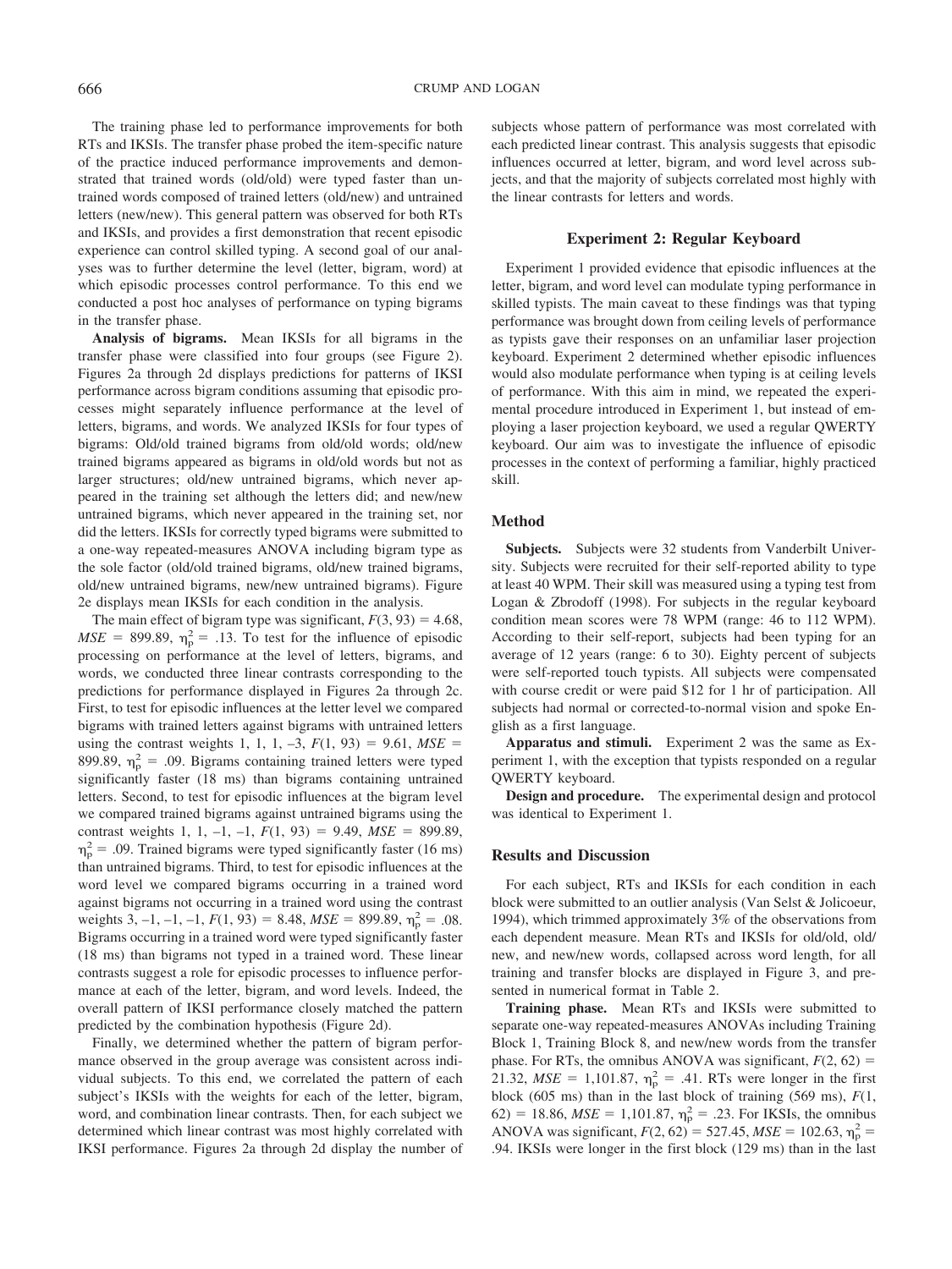The training phase led to performance improvements for both RTs and IKSIs. The transfer phase probed the item-specific nature of the practice induced performance improvements and demonstrated that trained words (old/old) were typed faster than untrained words composed of trained letters (old/new) and untrained letters (new/new). This general pattern was observed for both RTs and IKSIs, and provides a first demonstration that recent episodic experience can control skilled typing. A second goal of our analyses was to further determine the level (letter, bigram, word) at which episodic processes control performance. To this end we conducted a post hoc analyses of performance on typing bigrams in the transfer phase.

**Analysis of bigrams.** Mean IKSIs for all bigrams in the transfer phase were classified into four groups (see Figure 2). Figures 2a through 2d displays predictions for patterns of IKSI performance across bigram conditions assuming that episodic processes might separately influence performance at the level of letters, bigrams, and words. We analyzed IKSIs for four types of bigrams: Old/old trained bigrams from old/old words; old/new trained bigrams appeared as bigrams in old/old words but not as larger structures; old/new untrained bigrams, which never appeared in the training set although the letters did; and new/new untrained bigrams, which never appeared in the training set, nor did the letters. IKSIs for correctly typed bigrams were submitted to a one-way repeated-measures ANOVA including bigram type as the sole factor (old/old trained bigrams, old/new trained bigrams, old/new untrained bigrams, new/new untrained bigrams). Figure 2e displays mean IKSIs for each condition in the analysis.

The main effect of bigram type was significant, $F(3, 93) = 4.68$, $MSE = 899.89$, $\eta_p^2 = .13$. To test for the influence of episodic processing on performance at the level of letters, bigrams, and words, we conducted three linear contrasts corresponding to the predictions for performance displayed in Figures 2a through 2c. First, to test for episodic influences at the letter level we compared bigrams with trained letters against bigrams with untrained letters using the contrast weights 1, 1, 1, –3, $F(1, 93) = 9.61$, $MSE = 899.89$, $\eta_p^2 = .09$. Bigrams containing trained letters were typed significantly faster (18 ms) than bigrams containing untrained letters. Second, to test for episodic influences at the bigram level we compared trained bigrams against untrained bigrams using the contrast weights 1, 1, –1, –1, $F(1, 93) = 9.49$, $MSE = 899.89$, $\eta_p^2 = .09$. Trained bigrams were typed significantly faster (16 ms) than untrained bigrams. Third, to test for episodic influences at the word level we compared bigrams occurring in a trained word against bigrams not occurring in a trained word using the contrast weights 3, –1, –1, –1, $F(1, 93) = 8.48$, $MSE = 899.89$, $\eta_p^2 = .08$. Bigrams occurring in a trained word were typed significantly faster (18 ms) than bigrams not typed in a trained word. These linear contrasts suggest a role for episodic processes to influence performance at each of the letter, bigram, and word levels. Indeed, the overall pattern of IKSI performance closely matched the pattern predicted by the combination hypothesis (Figure 2d).

Finally, we determined whether the pattern of bigram performance observed in the group average was consistent across individual subjects. To this end, we correlated the pattern of each subject's IKSIs with the weights for each of the letter, bigram, word, and combination linear contrasts. Then, for each subject we determined which linear contrast was most highly correlated with IKSI performance. Figures 2a through 2d display the number of subjects whose pattern of performance was most correlated with each predicted linear contrast. This analysis suggests that episodic influences occurred at letter, bigram, and word level across subjects, and that the majority of subjects correlated most highly with the linear contrasts for letters and words.

## Experiment 2: Regular Keyboard

Experiment 1 provided evidence that episodic influences at the letter, bigram, and word level can modulate typing performance in skilled typists. The main caveat to these findings was that typing performance was brought down from ceiling levels of performance as typists gave their responses on an unfamiliar laser projection keyboard. Experiment 2 determined whether episodic influences would also modulate performance when typing is at ceiling levels of performance. With this aim in mind, we repeated the experimental procedure introduced in Experiment 1, but instead of employing a laser projection keyboard, we used a regular QWERTY keyboard. Our aim was to investigate the influence of episodic processes in the context of performing a familiar, highly practiced skill.

### Method

**Subjects.** Subjects were 32 students from Vanderbilt University. Subjects were recruited for their self-reported ability to type at least 40 WPM. Their skill was measured using a typing test from Logan & Zbrodoff (1998). For subjects in the regular keyboard condition mean scores were 78 WPM (range: 46 to 112 WPM). According to their self-report, subjects had been typing for an average of 12 years (range: 6 to 30). Eighty percent of subjects were self-reported touch typists. All subjects were compensated with course credit or were paid $12 for 1 hr of participation. All subjects had normal or corrected-to-normal vision and spoke English as a first language.

**Apparatus and stimuli.** Experiment 2 was the same as Experiment 1, with the exception that typists responded on a regular QWERTY keyboard.

**Design and procedure.** The experimental design and protocol was identical to Experiment 1.

### Results and Discussion

For each subject, RTs and IKSIs for each condition in each block were submitted to an outlier analysis (Van Selst & Jolicoeur, 1994), which trimmed approximately 3% of the observations from each dependent measure. Mean RTs and IKSIs for old/old, old/new, and new/new words, collapsed across word length, for all training and transfer blocks are displayed in Figure 3, and presented in numerical format in Table 2.

**Training phase.** Mean RTs and IKSIs were submitted to separate one-way repeated-measures ANOVAs including Training Block 1, Training Block 8, and new/new words from the transfer phase. For RTs, the omnibus ANOVA was significant, $F(2, 62) = 21.32$, $MSE = 1{,}101.87$, $\eta_p^2 = .41$. RTs were longer in the first block (605 ms) than in the last block of training (569 ms), $F(1, 62) = 18.86$, $MSE = 1{,}101.87$, $\eta_p^2 = .23$. For IKSIs, the omnibus ANOVA was significant, $F(2, 62) = 527.45$, $MSE = 102.63$, $\eta_p^2 = .94$. IKSIs were longer in the first block (129 ms) than in the last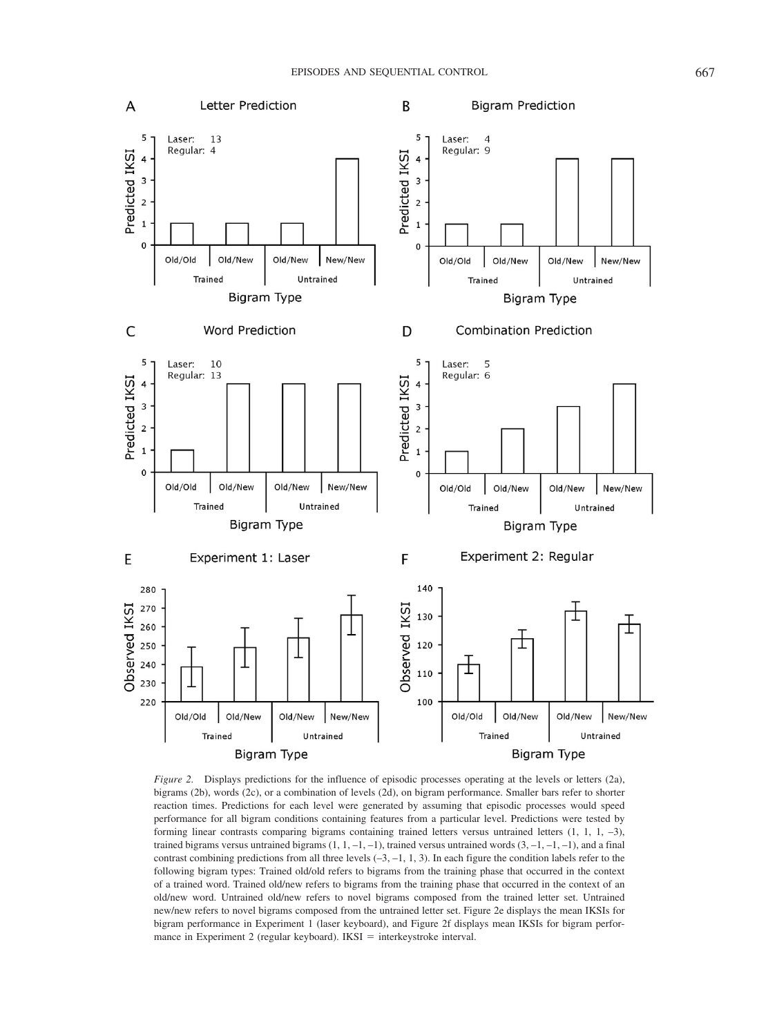*Figure 2.* Displays predictions for the influence of episodic processes operating at the levels or letters (2a), bigrams (2b), words (2c), or a combination of levels (2d), on bigram performance. Smaller bars refer to shorter reaction times. Predictions for each level were generated by assuming that episodic processes would speed performance for all bigram conditions containing features from a particular level. Predictions were tested by forming linear contrasts comparing bigrams containing trained letters versus untrained letters (1, 1, 1, –3), trained bigrams versus untrained bigrams (1, 1, –1, –1), trained versus untrained words (3, –1, –1, –1), and a final contrast combining predictions from all three levels (–3, –1, 1, 3). In each figure the condition labels refer to the following bigram types: Trained old/old refers to bigrams from the training phase that occurred in the context of a trained word. Trained old/new refers to bigrams from the training phase that occurred in the context of an old/new word. Untrained old/new refers to novel bigrams composed from the trained letter set. Untrained new/new refers to novel bigrams composed from the untrained letter set. Figure 2e displays the mean IKSIs for bigram performance in Experiment 1 (laser keyboard), and Figure 2f displays mean IKSIs for bigram performance in Experiment 2 (regular keyboard). IKSI = interkeystroke interval.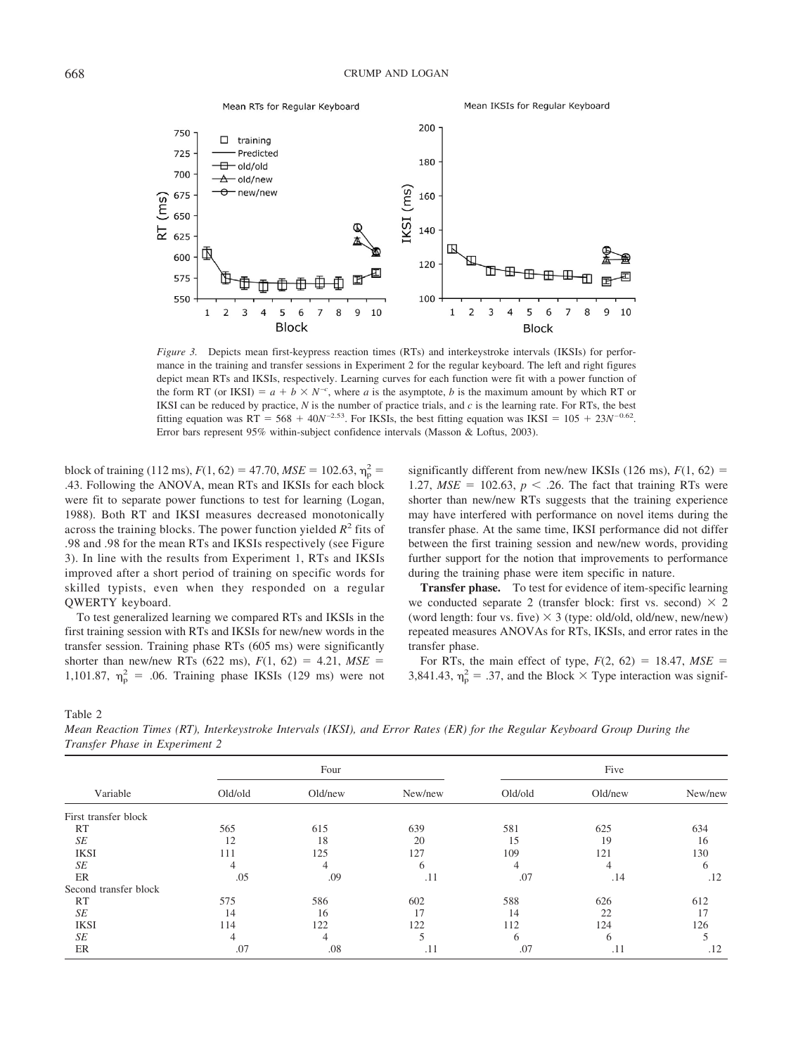*Figure 3.* Depicts mean first-keypress reaction times (RTs) and interkeystroke intervals (IKSIs) for performance in the training and transfer sessions in Experiment 2 for the regular keyboard. The left and right figures depict mean RTs and IKSIs, respectively. Learning curves for each function were fit with a power function of the form RT (or IKSI) = $a + b \times N^{-c}$, where $a$ is the asymptote, $b$ is the maximum amount by which RT or IKSI can be reduced by practice, $N$ is the number of practice trials, and $c$ is the learning rate. For RTs, the best fitting equation was RT = $568 + 40N^{-2.53}$. For IKSIs, the best fitting equation was IKSI = $105 + 23N^{-0.62}$. Error bars represent 95% within-subject confidence intervals (Masson & Loftus, 2003).

block of training (112 ms), $F(1, 62) = 47.70$, $MSE = 102.63$, $\eta_p^2 = .43$. Following the ANOVA, mean RTs and IKSIs for each block were fit to separate power functions to test for learning (Logan, 1988). Both RT and IKSI measures decreased monotonically across the training blocks. The power function yielded $R^2$ fits of .98 and .98 for the mean RTs and IKSIs respectively (see Figure 3). In line with the results from Experiment 1, RTs and IKSIs improved after a short period of training on specific words for skilled typists, even when they responded on a regular QWERTY keyboard.

To test generalized learning we compared RTs and IKSIs in the first training session with RTs and IKSIs for new/new words in the transfer session. Training phase RTs (605 ms) were significantly shorter than new/new RTs (622 ms), $F(1, 62) = 4.21$, $MSE = 1{,}101.87$, $\eta_p^2 = .06$. Training phase IKSIs (129 ms) were not significantly different from new/new IKSIs (126 ms), $F(1, 62) = 1.27$, $MSE = 102.63$, $p < .26$. The fact that training RTs were shorter than new/new RTs suggests that the training experience may have interfered with performance on novel items during the transfer phase. At the same time, IKSI performance did not differ between the first training session and new/new words, providing further support for the notion that improvements to performance during the training phase were item specific in nature.

**Transfer phase.** To test for evidence of item-specific learning we conducted separate 2 (transfer block: first vs. second) × 2 (word length: four vs. five) × 3 (type: old/old, old/new, new/new) repeated measures ANOVAs for RTs, IKSIs, and error rates in the transfer phase.

For RTs, the main effect of type, $F(2, 62) = 18.47$, $MSE = 3{,}841.43$, $\eta_p^2 = .37$, and the Block × Type interaction was signif-

Table 2
*Mean Reaction Times (RT), Interkeystroke Intervals (IKSI), and Error Rates (ER) for the Regular Keyboard Group During the Transfer Phase in Experiment 2*

| | Four | | | Five | | |
|---|---|---|---|---|---|---|
| Variable | Old/old | Old/new | New/new | Old/old | Old/new | New/new |
| First transfer block | | | | | | |
| RT | 565 | 615 | 639 | 581 | 625 | 634 |
| *SE* | 12 | 18 | 20 | 15 | 19 | 16 |
| IKSI | 111 | 125 | 127 | 109 | 121 | 130 |
| *SE* | 4 | 4 | 6 | 4 | 4 | 6 |
| ER | .05 | .09 | .11 | .07 | .14 | .12 |
| Second transfer block | | | | | | |
| RT | 575 | 586 | 602 | 588 | 626 | 612 |
| *SE* | 14 | 16 | 17 | 14 | 22 | 17 |
| IKSI | 114 | 122 | 122 | 112 | 124 | 126 |
| *SE* | 4 | 4 | 5 | 6 | 6 | 5 |
| ER | .07 | .08 | .11 | .07 | .11 | .12 |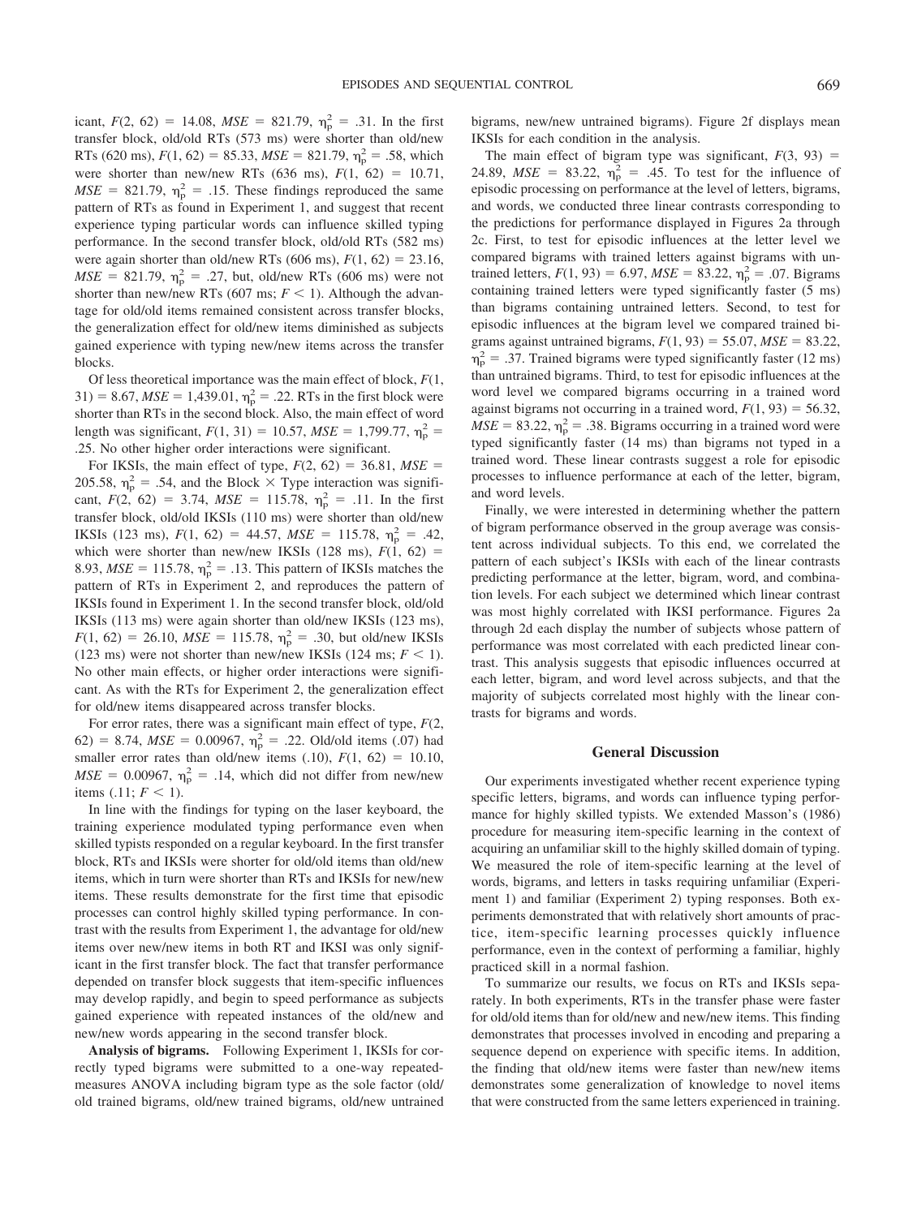icant, $F(2, 62) = 14.08$, $MSE = 821.79$, $\eta_p^2 = .31$. In the first transfer block, old/old RTs (573 ms) were shorter than old/new RTs (620 ms), $F(1, 62) = 85.33$, $MSE = 821.79$, $\eta_p^2 = .58$, which were shorter than new/new RTs (636 ms), $F(1, 62) = 10.71$, $MSE = 821.79$, $\eta_p^2 = .15$. These findings reproduced the same pattern of RTs as found in Experiment 1, and suggest that recent experience typing particular words can influence skilled typing performance. In the second transfer block, old/old RTs (582 ms) were again shorter than old/new RTs (606 ms), $F(1, 62) = 23.16$, $MSE = 821.79$, $\eta_p^2 = .27$, but, old/new RTs (606 ms) were not shorter than new/new RTs (607 ms; $F < 1$). Although the advantage for old/old items remained consistent across transfer blocks, the generalization effect for old/new items diminished as subjects gained experience with typing new/new items across the transfer blocks.

Of less theoretical importance was the main effect of block, $F(1, 31) = 8.67$, $MSE = 1{,}439.01$, $\eta_p^2 = .22$. RTs in the first block were shorter than RTs in the second block. Also, the main effect of word length was significant, $F(1, 31) = 10.57$, $MSE = 1{,}799.77$, $\eta_p^2 = .25$. No other higher order interactions were significant.

For IKSIs, the main effect of type, $F(2, 62) = 36.81$, $MSE = 205.58$, $\eta_p^2 = .54$, and the Block × Type interaction was significant, $F(2, 62) = 3.74$, $MSE = 115.78$, $\eta_p^2 = .11$. In the first transfer block, old/old IKSIs (110 ms) were shorter than old/new IKSIs (123 ms), $F(1, 62) = 44.57$, $MSE = 115.78$, $\eta_p^2 = .42$, which were shorter than new/new IKSIs (128 ms), $F(1, 62) = 8.93$, $MSE = 115.78$, $\eta_p^2 = .13$. This pattern of IKSIs matches the pattern of RTs in Experiment 2, and reproduces the pattern of IKSIs found in Experiment 1. In the second transfer block, old/old IKSIs (113 ms) were again shorter than old/new IKSIs (123 ms), $F(1, 62) = 26.10$, $MSE = 115.78$, $\eta_p^2 = .30$, but old/new IKSIs (123 ms) were not shorter than new/new IKSIs (124 ms; $F < 1$). No other main effects, or higher order interactions were significant. As with the RTs for Experiment 2, the generalization effect for old/new items disappeared across transfer blocks.

For error rates, there was a significant main effect of type, $F(2, 62) = 8.74$, $MSE = 0.00967$, $\eta_p^2 = .22$. Old/old items (.07) had smaller error rates than old/new items (.10), $F(1, 62) = 10.10$, $MSE = 0.00967$, $\eta_p^2 = .14$, which did not differ from new/new items (.11; $F < 1$).

In line with the findings for typing on the laser keyboard, the training experience modulated typing performance even when skilled typists responded on a regular keyboard. In the first transfer block, RTs and IKSIs were shorter for old/old items than old/new items, which in turn were shorter than RTs and IKSIs for new/new items. These results demonstrate for the first time that episodic processes can control highly skilled typing performance. In contrast with the results from Experiment 1, the advantage for old/new items over new/new items in both RT and IKSI was only significant in the first transfer block. The fact that transfer performance depended on transfer block suggests that item-specific influences may develop rapidly, and begin to speed performance as subjects gained experience with repeated instances of the old/new and new/new words appearing in the second transfer block.

**Analysis of bigrams.** Following Experiment 1, IKSIs for correctly typed bigrams were submitted to a one-way repeated-measures ANOVA including bigram type as the sole factor (old/old trained bigrams, old/new trained bigrams, old/new untrained bigrams, new/new untrained bigrams). Figure 2f displays mean IKSIs for each condition in the analysis.

The main effect of bigram type was significant, $F(3, 93) = 24.89$, $MSE = 83.22$, $\eta_p^2 = .45$. To test for the influence of episodic processing on performance at the level of letters, bigrams, and words, we conducted three linear contrasts corresponding to the predictions for performance displayed in Figures 2a through 2c. First, to test for episodic influences at the letter level we compared bigrams with trained letters against bigrams with untrained letters, $F(1, 93) = 6.97$, $MSE = 83.22$, $\eta_p^2 = .07$. Bigrams containing trained letters were typed significantly faster (5 ms) than bigrams containing untrained letters. Second, to test for episodic influences at the bigram level we compared trained bigrams against untrained bigrams, $F(1, 93) = 55.07$, $MSE = 83.22$, $\eta_p^2 = .37$. Trained bigrams were typed significantly faster (12 ms) than untrained bigrams. Third, to test for episodic influences at the word level we compared bigrams occurring in a trained word against bigrams not occurring in a trained word, $F(1, 93) = 56.32$, $MSE = 83.22$, $\eta_p^2 = .38$. Bigrams occurring in a trained word were typed significantly faster (14 ms) than bigrams not typed in a trained word. These linear contrasts suggest a role for episodic processes to influence performance at each of the letter, bigram, and word levels.

Finally, we were interested in determining whether the pattern of bigram performance observed in the group average was consistent across individual subjects. To this end, we correlated the pattern of each subject's IKSIs with each of the linear contrasts predicting performance at the letter, bigram, word, and combination levels. For each subject we determined which linear contrast was most highly correlated with IKSI performance. Figures 2a through 2d each display the number of subjects whose pattern of performance was most correlated with each predicted linear contrast. This analysis suggests that episodic influences occurred at each letter, bigram, and word level across subjects, and that the majority of subjects correlated most highly with the linear contrasts for bigrams and words.

## General Discussion

Our experiments investigated whether recent experience typing specific letters, bigrams, and words can influence typing performance for highly skilled typists. We extended Masson's (1986) procedure for measuring item-specific learning in the context of acquiring an unfamiliar skill to the highly skilled domain of typing. We measured the role of item-specific learning at the level of words, bigrams, and letters in tasks requiring unfamiliar (Experiment 1) and familiar (Experiment 2) typing responses. Both experiments demonstrated that with relatively short amounts of practice, item-specific learning processes quickly influence performance, even in the context of performing a familiar, highly practiced skill in a normal fashion.

To summarize our results, we focus on RTs and IKSIs separately. In both experiments, RTs in the transfer phase were faster for old/old items than for old/new and new/new items. This finding demonstrates that processes involved in encoding and preparing a sequence depend on experience with specific items. In addition, the finding that old/new items were faster than new/new items demonstrates some generalization of knowledge to novel items that were constructed from the same letters experienced in training.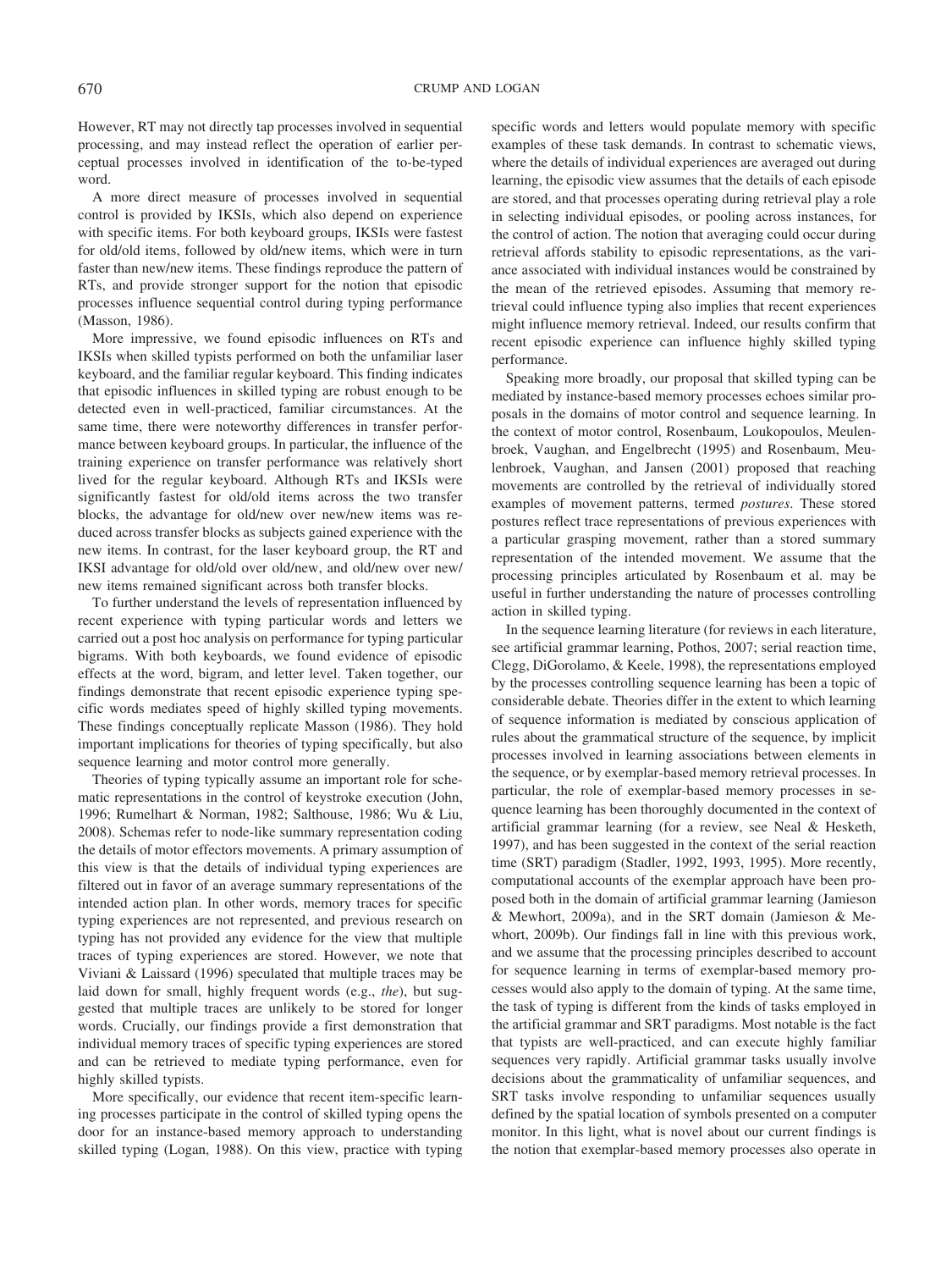However, RT may not directly tap processes involved in sequential processing, and may instead reflect the operation of earlier perceptual processes involved in identification of the to-be-typed word.

A more direct measure of processes involved in sequential control is provided by IKSIs, which also depend on experience with specific items. For both keyboard groups, IKSIs were fastest for old/old items, followed by old/new items, which were in turn faster than new/new items. These findings reproduce the pattern of RTs, and provide stronger support for the notion that episodic processes influence sequential control during typing performance (Masson, 1986).

More impressive, we found episodic influences on RTs and IKSIs when skilled typists performed on both the unfamiliar laser keyboard, and the familiar regular keyboard. This finding indicates that episodic influences in skilled typing are robust enough to be detected even in well-practiced, familiar circumstances. At the same time, there were noteworthy differences in transfer performance between keyboard groups. In particular, the influence of the training experience on transfer performance was relatively short lived for the regular keyboard. Although RTs and IKSIs were significantly fastest for old/old items across the two transfer blocks, the advantage for old/new over new/new items was reduced across transfer blocks as subjects gained experience with the new items. In contrast, for the laser keyboard group, the RT and IKSI advantage for old/old over old/new, and old/new over new/new items remained significant across both transfer blocks.

To further understand the levels of representation influenced by recent experience with typing particular words and letters we carried out a post hoc analysis on performance for typing particular bigrams. With both keyboards, we found evidence of episodic effects at the word, bigram, and letter level. Taken together, our findings demonstrate that recent episodic experience typing specific words mediates speed of highly skilled typing movements. These findings conceptually replicate Masson (1986). They hold important implications for theories of typing specifically, but also sequence learning and motor control more generally.

Theories of typing typically assume an important role for schematic representations in the control of keystroke execution (John, 1996; Rumelhart & Norman, 1982; Salthouse, 1986; Wu & Liu, 2008). Schemas refer to node-like summary representation coding the details of motor effectors movements. A primary assumption of this view is that the details of individual typing experiences are filtered out in favor of an average summary representations of the intended action plan. In other words, memory traces for specific typing experiences are not represented, and previous research on typing has not provided any evidence for the view that multiple traces of typing experiences are stored. However, we note that Viviani & Laissard (1996) speculated that multiple traces may be laid down for small, highly frequent words (e.g., *the*), but suggested that multiple traces are unlikely to be stored for longer words. Crucially, our findings provide a first demonstration that individual memory traces of specific typing experiences are stored and can be retrieved to mediate typing performance, even for highly skilled typists.

More specifically, our evidence that recent item-specific learning processes participate in the control of skilled typing opens the door for an instance-based memory approach to understanding skilled typing (Logan, 1988). On this view, practice with typing specific words and letters would populate memory with specific examples of these task demands. In contrast to schematic views, where the details of individual experiences are averaged out during learning, the episodic view assumes that the details of each episode are stored, and that processes operating during retrieval play a role in selecting individual episodes, or pooling across instances, for the control of action. The notion that averaging could occur during retrieval affords stability to episodic representations, as the variance associated with individual instances would be constrained by the mean of the retrieved episodes. Assuming that memory retrieval could influence typing also implies that recent experiences might influence memory retrieval. Indeed, our results confirm that recent episodic experience can influence highly skilled typing performance.

Speaking more broadly, our proposal that skilled typing can be mediated by instance-based memory processes echoes similar proposals in the domains of motor control and sequence learning. In the context of motor control, Rosenbaum, Loukopoulos, Meulenbroek, Vaughan, and Engelbrecht (1995) and Rosenbaum, Meulenbroek, Vaughan, and Jansen (2001) proposed that reaching movements are controlled by the retrieval of individually stored examples of movement patterns, termed *postures*. These stored postures reflect trace representations of previous experiences with a particular grasping movement, rather than a stored summary representation of the intended movement. We assume that the processing principles articulated by Rosenbaum et al. may be useful in further understanding the nature of processes controlling action in skilled typing.

In the sequence learning literature (for reviews in each literature, see artificial grammar learning, Pothos, 2007; serial reaction time, Clegg, DiGorolamo, & Keele, 1998), the representations employed by the processes controlling sequence learning has been a topic of considerable debate. Theories differ in the extent to which learning of sequence information is mediated by conscious application of rules about the grammatical structure of the sequence, by implicit processes involved in learning associations between elements in the sequence, or by exemplar-based memory retrieval processes. In particular, the role of exemplar-based memory processes in sequence learning has been thoroughly documented in the context of artificial grammar learning (for a review, see Neal & Hesketh, 1997), and has been suggested in the context of the serial reaction time (SRT) paradigm (Stadler, 1992, 1993, 1995). More recently, computational accounts of the exemplar approach have been proposed both in the domain of artificial grammar learning (Jamieson & Mewhort, 2009a), and in the SRT domain (Jamieson & Mewhort, 2009b). Our findings fall in line with this previous work, and we assume that the processing principles described to account for sequence learning in terms of exemplar-based memory processes would also apply to the domain of typing. At the same time, the task of typing is different from the kinds of tasks employed in the artificial grammar and SRT paradigms. Most notable is the fact that typists are well-practiced, and can execute highly familiar sequences very rapidly. Artificial grammar tasks usually involve decisions about the grammaticality of unfamiliar sequences, and SRT tasks involve responding to unfamiliar sequences usually defined by the spatial location of symbols presented on a computer monitor. In this light, what is novel about our current findings is the notion that exemplar-based memory processes also operate in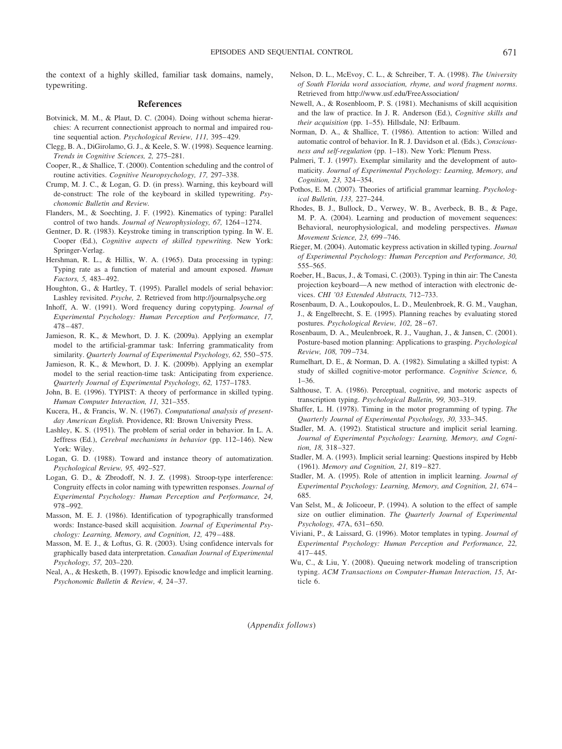the context of a highly skilled, familiar task domains, namely, typewriting.

## References

Botvinick, M. M., & Plaut, D. C. (2004). Doing without schema hierarchies: A recurrent connectionist approach to normal and impaired routine sequential action. *Psychological Review, 111,* 395–429.

Clegg, B. A., DiGirolamo, G. J., & Keele, S. W. (1998). Sequence learning. *Trends in Cognitive Sciences, 2,* 275–281.

Cooper, R., & Shallice, T. (2000). Contention scheduling and the control of routine activities. *Cognitive Neuropsychology, 17,* 297–338.

Crump, M. J. C., & Logan, G. D. (in press). Warning, this keyboard will de-construct: The role of the keyboard in skilled typewriting. *Psychonomic Bulletin and Review.*

Flanders, M., & Soechting, J. F. (1992). Kinematics of typing: Parallel control of two hands. *Journal of Neurophysiology, 67,* 1264–1274.

Gentner, D. R. (1983). Keystroke timing in transcription typing. In W. E. Cooper (Ed.), *Cognitive aspects of skilled typewriting.* New York: Springer-Verlag.

Hershman, R. L., & Hillix, W. A. (1965). Data processing in typing: Typing rate as a function of material and amount exposed. *Human Factors, 5,* 483–492.

Houghton, G., & Hartley, T. (1995). Parallel models of serial behavior: Lashley revisited. *Psyche, 2.* Retrieved from http://journalpsyche.org

Inhoff, A. W. (1991). Word frequency during copytyping. *Journal of Experimental Psychology: Human Perception and Performance, 17,* 478–487.

Jamieson, R. K., & Mewhort, D. J. K. (2009a). Applying an exemplar model to the artificial-grammar task: Inferring grammaticality from similarity. *Quarterly Journal of Experimental Psychology, 62,* 550–575.

Jamieson, R. K., & Mewhort, D. J. K. (2009b). Applying an exemplar model to the serial reaction-time task: Anticipating from experience. *Quarterly Journal of Experimental Psychology, 62,* 1757–1783.

John, B. E. (1996). TYPIST: A theory of performance in skilled typing. *Human Computer Interaction, 11,* 321–355.

Kucera, H., & Francis, W. N. (1967). *Computational analysis of present-day American English.* Providence, RI: Brown University Press.

Lashley, K. S. (1951). The problem of serial order in behavior. In L. A. Jeffress (Ed.), *Cerebral mechanisms in behavior* (pp. 112–146). New York: Wiley.

Logan, G. D. (1988). Toward and instance theory of automatization. *Psychological Review, 95,* 492–527.

Logan, G. D., & Zbrodoff, N. J. Z. (1998). Stroop-type interference: Congruity effects in color naming with typewritten responses. *Journal of Experimental Psychology: Human Perception and Performance, 24,* 978–992.

Masson, M. E. J. (1986). Identification of typographically transformed words: Instance-based skill acquisition. *Journal of Experimental Psychology: Learning, Memory, and Cognition, 12,* 479–488.

Masson, M. E. J., & Loftus, G. R. (2003). Using confidence intervals for graphically based data interpretation. *Canadian Journal of Experimental Psychology, 57,* 203–220.

Neal, A., & Hesketh, B. (1997). Episodic knowledge and implicit learning. *Psychonomic Bulletin & Review, 4,* 24–37.

Nelson, D. L., McEvoy, C. L., & Schreiber, T. A. (1998). *The University of South Florida word association, rhyme, and word fragment norms.* Retrieved from http://www.usf.edu/FreeAssociation/

Newell, A., & Rosenbloom, P. S. (1981). Mechanisms of skill acquisition and the law of practice. In J. R. Anderson (Ed.), *Cognitive skills and their acquisition* (pp. 1–55). Hillsdale, NJ: Erlbaum.

Norman, D. A., & Shallice, T. (1986). Attention to action: Willed and automatic control of behavior. In R. J. Davidson et al. (Eds.), *Consciousness and self-regulation* (pp. 1–18). New York: Plenum Press.

Palmeri, T. J. (1997). Exemplar similarity and the development of automaticity. *Journal of Experimental Psychology: Learning, Memory, and Cognition, 23,* 324–354.

Pothos, E. M. (2007). Theories of artificial grammar learning. *Psychological Bulletin, 133,* 227–244.

Rhodes, B. J., Bullock, D., Verwey, W. B., Averbeck, B. B., & Page, M. P. A. (2004). Learning and production of movement sequences: Behavioral, neurophysiological, and modeling perspectives. *Human Movement Science, 23,* 699–746.

Rieger, M. (2004). Automatic keypress activation in skilled typing. *Journal of Experimental Psychology: Human Perception and Performance, 30,* 555–565.

Roeber, H., Bacus, J., & Tomasi, C. (2003). Typing in thin air: The Canesta projection keyboard—A new method of interaction with electronic devices. *CHI '03 Extended Abstracts,* 712–733.

Rosenbaum, D. A., Loukopoulos, L. D., Meulenbroek, R. G. M., Vaughan, J., & Engelbrecht, S. E. (1995). Planning reaches by evaluating stored postures. *Psychological Review, 102,* 28–67.

Rosenbaum, D. A., Meulenbroek, R. J., Vaughan, J., & Jansen, C. (2001). Posture-based motion planning: Applications to grasping. *Psychological Review, 108,* 709–734.

Rumelhart, D. E., & Norman, D. A. (1982). Simulating a skilled typist: A study of skilled cognitive-motor performance. *Cognitive Science, 6,* 1–36.

Salthouse, T. A. (1986). Perceptual, cognitive, and motoric aspects of transcription typing. *Psychological Bulletin, 99,* 303–319.

Shaffer, L. H. (1978). Timing in the motor programming of typing. *The Quarterly Journal of Experimental Psychology, 30,* 333–345.

Stadler, M. A. (1992). Statistical structure and implicit serial learning. *Journal of Experimental Psychology: Learning, Memory, and Cognition, 18,* 318–327.

Stadler, M. A. (1993). Implicit serial learning: Questions inspired by Hebb (1961). *Memory and Cognition, 21,* 819–827.

Stadler, M. A. (1995). Role of attention in implicit learning. *Journal of Experimental Psychology: Learning, Memory, and Cognition, 21,* 674–685.

Van Selst, M., & Jolicoeur, P. (1994). A solution to the effect of sample size on outlier elimination. *The Quarterly Journal of Experimental Psychology, 47*A, 631–650.

Viviani, P., & Laissard, G. (1996). Motor templates in typing. *Journal of Experimental Psychology: Human Perception and Performance, 22,* 417–445.

Wu, C., & Liu, Y. (2008). Queuing network modeling of transcription typing. *ACM Transactions on Computer-Human Interaction, 15,* Article 6.

(*Appendix follows*)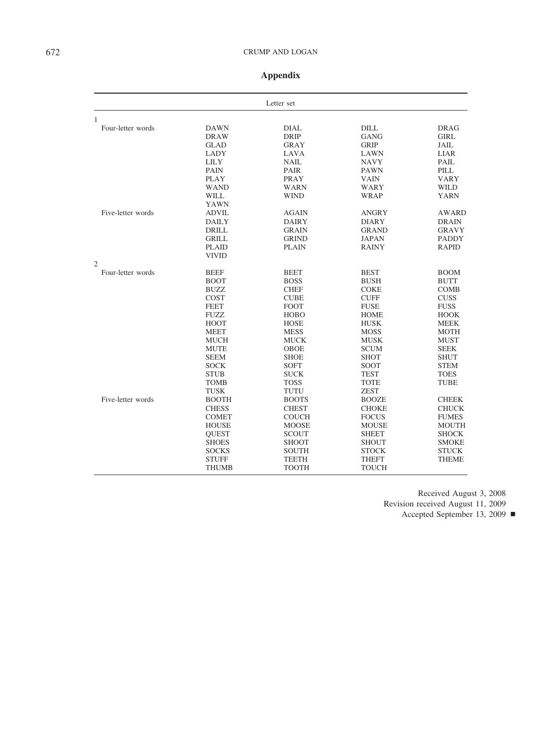## Appendix

| Letter set | | | | |
|---|---|---|---|---|
| 1 | | | | |
| Four-letter words | DAWN | DIAL | DILL | DRAG |
| | DRAW | DRIP | GANG | GIRL |
| | GLAD | GRAY | GRIP | JAIL |
| | LADY | LAVA | LAWN | LIAR |
| | LILY | NAIL | NAVY | PAIL |
| | PAIN | PAIR | PAWN | PILL |
| | PLAY | PRAY | VAIN | VARY |
| | WAND | WARN | WARY | WILD |
| | WILL | WIND | WRAP | YARN |
| | YAWN | | | |
| Five-letter words | ADVIL | AGAIN | ANGRY | AWARD |
| | DAILY | DAIRY | DIARY | DRAIN |
| | DRILL | GRAIN | GRAND | GRAVY |
| | GRILL | GRIND | JAPAN | PADDY |
| | PLAID | PLAIN | RAINY | RAPID |
| | VIVID | | | |
| 2 | | | | |
| Four-letter words | BEEF | BEET | BEST | BOOM |
| | BOOT | BOSS | BUSH | BUTT |
| | BUZZ | CHEF | COKE | COMB |
| | COST | CUBE | CUFF | CUSS |
| | FEET | FOOT | FUSE | FUSS |
| | FUZZ | HOBO | HOME | HOOK |
| | HOOT | HOSE | HUSK | MEEK |
| | MEET | MESS | MOSS | MOTH |
| | MUCH | MUCK | MUSK | MUST |
| | MUTE | OBOE | SCUM | SEEK |
| | SEEM | SHOE | SHOT | SHUT |
| | SOCK | SOFT | SOOT | STEM |
| | STUB | SUCK | TEST | TOES |
| | TOMB | TOSS | TOTE | TUBE |
| | TUSK | TUTU | ZEST | |
| Five-letter words | BOOTH | BOOTS | BOOZE | CHEEK |
| | CHESS | CHEST | CHOKE | CHUCK |
| | COMET | COUCH | FOCUS | FUMES |
| | HOUSE | MOOSE | MOUSE | MOUTH |
| | QUEST | SCOUT | SHEET | SHOCK |
| | SHOES | SHOOT | SHOUT | SMOKE |
| | SOCKS | SOUTH | STOCK | STUCK |
| | STUFF | TEETH | THEFT | THEME |
| | THUMB | TOOTH | TOUCH | |

Received August 3, 2008
Revision received August 11, 2009
Accepted September 13, 2009 ■